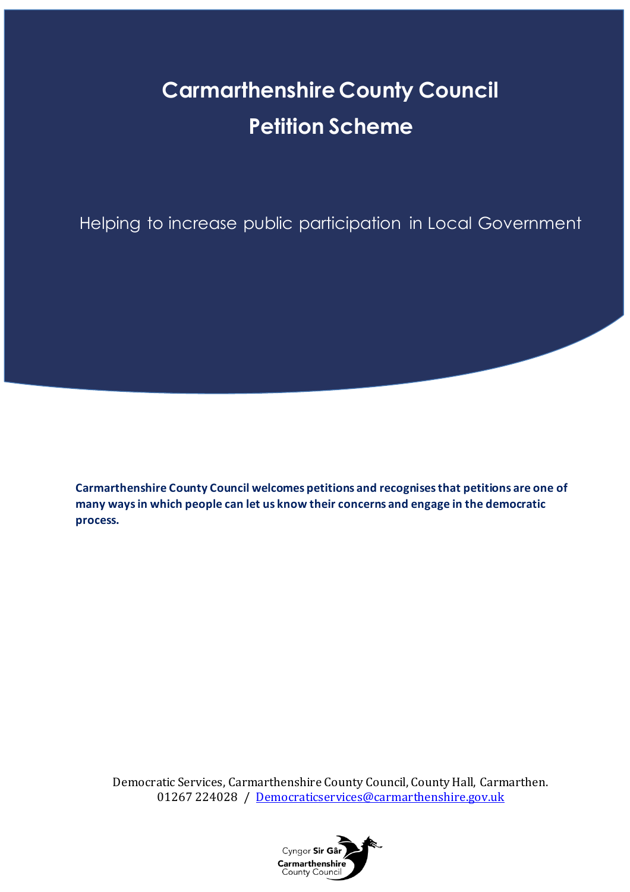# Carmarthenshire County Council
# Petition Scheme

Helping to increase public participation in Local Government

**Carmarthenshire County Council welcomes petitions and recognises that petitions are one of many ways in which people can let us know their concerns and engage in the democratic process.**

Democratic Services, Carmarthenshire County Council, County Hall, Carmarthen.
01267 224028 / Democraticservices@carmarthenshire.gov.uk

Cyngor **Sir Gâr**
**Carmarthenshire**
County Council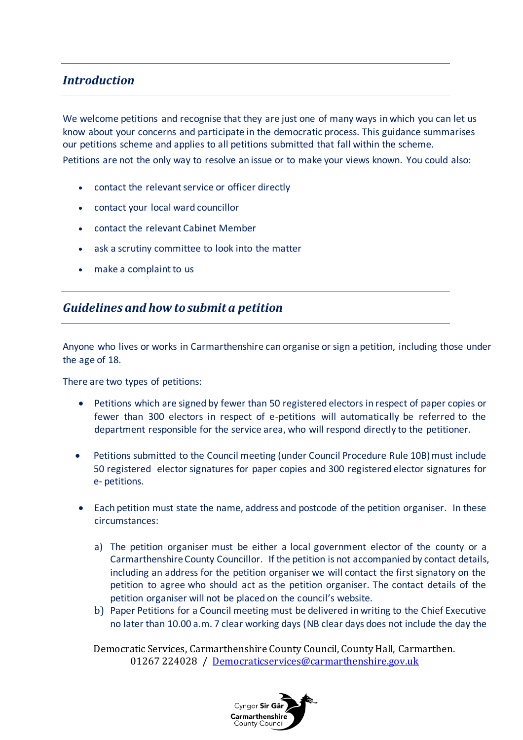## *Introduction*

We welcome petitions and recognise that they are just one of many ways in which you can let us know about your concerns and participate in the democratic process. This guidance summarises our petitions scheme and applies to all petitions submitted that fall within the scheme.

Petitions are not the only way to resolve an issue or to make your views known. You could also:

- contact the relevant service or officer directly
- contact your local ward councillor
- contact the relevant Cabinet Member
- ask a scrutiny committee to look into the matter
- make a complaint to us

## *Guidelines and how to submit a petition*

Anyone who lives or works in Carmarthenshire can organise or sign a petition, including those under the age of 18.

There are two types of petitions:

- Petitions which are signed by fewer than 50 registered electors in respect of paper copies or fewer than 300 electors in respect of e-petitions will automatically be referred to the department responsible for the service area, who will respond directly to the petitioner.
- Petitions submitted to the Council meeting (under Council Procedure Rule 10B) must include 50 registered elector signatures for paper copies and 300 registered elector signatures for e- petitions.
- Each petition must state the name, address and postcode of the petition organiser. In these circumstances:
  a) The petition organiser must be either a local government elector of the county or a Carmarthenshire County Councillor. If the petition is not accompanied by contact details, including an address for the petition organiser we will contact the first signatory on the petition to agree who should act as the petition organiser. The contact details of the petition organiser will not be placed on the council's website.
  b) Paper Petitions for a Council meeting must be delivered in writing to the Chief Executive no later than 10.00 a.m. 7 clear working days (NB clear days does not include the day the

Democratic Services, Carmarthenshire County Council, County Hall, Carmarthen.
01267 224028 / Democraticservices@carmarthenshire.gov.uk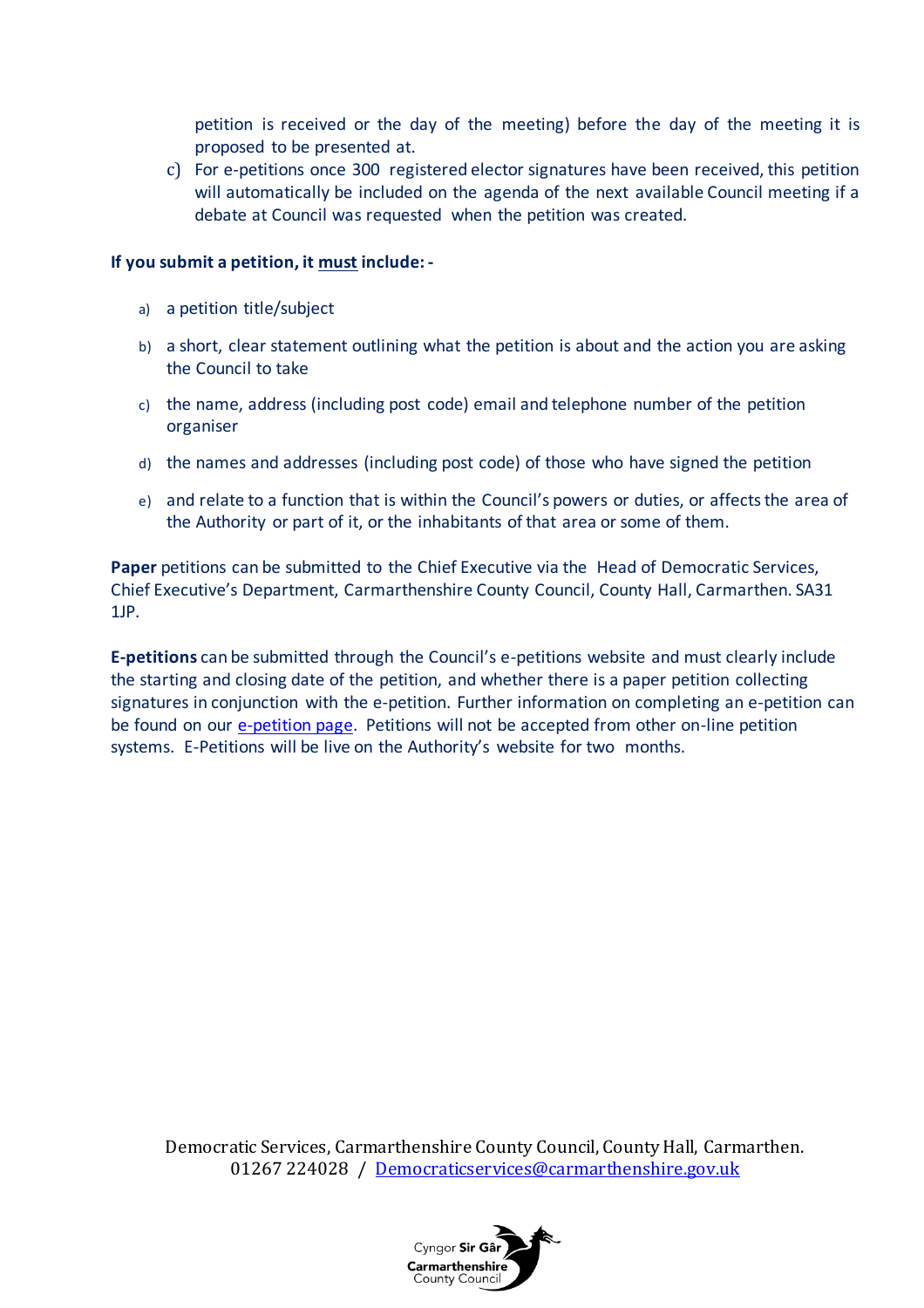petition is received or the day of the meeting) before the day of the meeting it is proposed to be presented at.

c) For e-petitions once 300 registered elector signatures have been received, this petition will automatically be included on the agenda of the next available Council meeting if a debate at Council was requested when the petition was created.

**If you submit a petition, it <u>must</u> include: -**

a) a petition title/subject

b) a short, clear statement outlining what the petition is about and the action you are asking the Council to take

c) the name, address (including post code) email and telephone number of the petition organiser

d) the names and addresses (including post code) of those who have signed the petition

e) and relate to a function that is within the Council's powers or duties, or affects the area of the Authority or part of it, or the inhabitants of that area or some of them.

**Paper** petitions can be submitted to the Chief Executive via the Head of Democratic Services, Chief Executive's Department, Carmarthenshire County Council, County Hall, Carmarthen. SA31 1JP.

**E-petitions** can be submitted through the Council's e-petitions website and must clearly include the starting and closing date of the petition, and whether there is a paper petition collecting signatures in conjunction with the e-petition. Further information on completing an e-petition can be found on our e-petition page. Petitions will not be accepted from other on-line petition systems. E-Petitions will be live on the Authority's website for two months.

Democratic Services, Carmarthenshire County Council, County Hall, Carmarthen.
01267 224028 / Democraticservices@carmarthenshire.gov.uk

Cyngor Sir Gâr
Carmarthenshire
County Council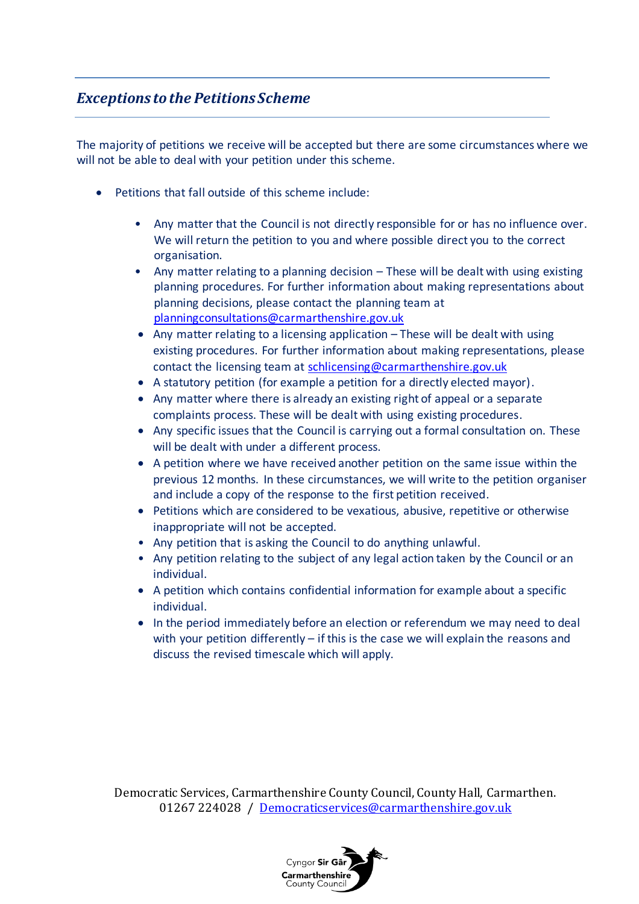## *Exceptions to the Petitions Scheme*

The majority of petitions we receive will be accepted but there are some circumstances where we will not be able to deal with your petition under this scheme.

- Petitions that fall outside of this scheme include:
    - Any matter that the Council is not directly responsible for or has no influence over. We will return the petition to you and where possible direct you to the correct organisation.
    - Any matter relating to a planning decision – These will be dealt with using existing planning procedures. For further information about making representations about planning decisions, please contact the planning team at planningconsultations@carmarthenshire.gov.uk
    - Any matter relating to a licensing application – These will be dealt with using existing procedures. For further information about making representations, please contact the licensing team at schlicensing@carmarthenshire.gov.uk
    - A statutory petition (for example a petition for a directly elected mayor).
    - Any matter where there is already an existing right of appeal or a separate complaints process. These will be dealt with using existing procedures.
    - Any specific issues that the Council is carrying out a formal consultation on. These will be dealt with under a different process.
    - A petition where we have received another petition on the same issue within the previous 12 months. In these circumstances, we will write to the petition organiser and include a copy of the response to the first petition received.
    - Petitions which are considered to be vexatious, abusive, repetitive or otherwise inappropriate will not be accepted.
    - Any petition that is asking the Council to do anything unlawful.
    - Any petition relating to the subject of any legal action taken by the Council or an individual.
    - A petition which contains confidential information for example about a specific individual.
    - In the period immediately before an election or referendum we may need to deal with your petition differently – if this is the case we will explain the reasons and discuss the revised timescale which will apply.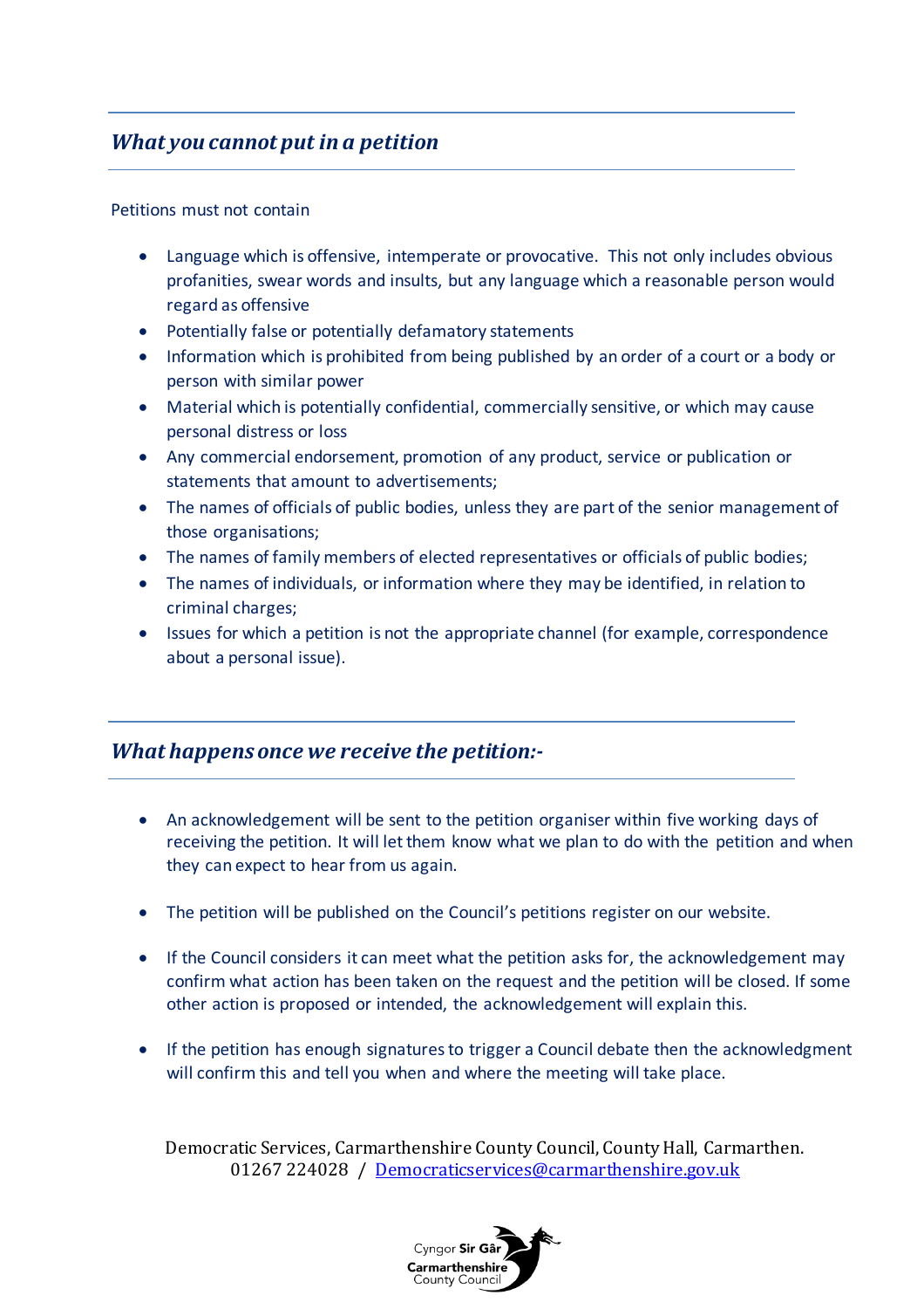## *What you cannot put in a petition*

Petitions must not contain

- Language which is offensive, intemperate or provocative. This not only includes obvious profanities, swear words and insults, but any language which a reasonable person would regard as offensive
- Potentially false or potentially defamatory statements
- Information which is prohibited from being published by an order of a court or a body or person with similar power
- Material which is potentially confidential, commercially sensitive, or which may cause personal distress or loss
- Any commercial endorsement, promotion of any product, service or publication or statements that amount to advertisements;
- The names of officials of public bodies, unless they are part of the senior management of those organisations;
- The names of family members of elected representatives or officials of public bodies;
- The names of individuals, or information where they may be identified, in relation to criminal charges;
- Issues for which a petition is not the appropriate channel (for example, correspondence about a personal issue).

## *What happens once we receive the petition:-*

- An acknowledgement will be sent to the petition organiser within five working days of receiving the petition. It will let them know what we plan to do with the petition and when they can expect to hear from us again.

- The petition will be published on the Council's petitions register on our website.

- If the Council considers it can meet what the petition asks for, the acknowledgement may confirm what action has been taken on the request and the petition will be closed. If some other action is proposed or intended, the acknowledgement will explain this.

- If the petition has enough signatures to trigger a Council debate then the acknowledgment will confirm this and tell you when and where the meeting will take place.

Democratic Services, Carmarthenshire County Council, County Hall, Carmarthen.
01267 224028 / Democraticservices@carmarthenshire.gov.uk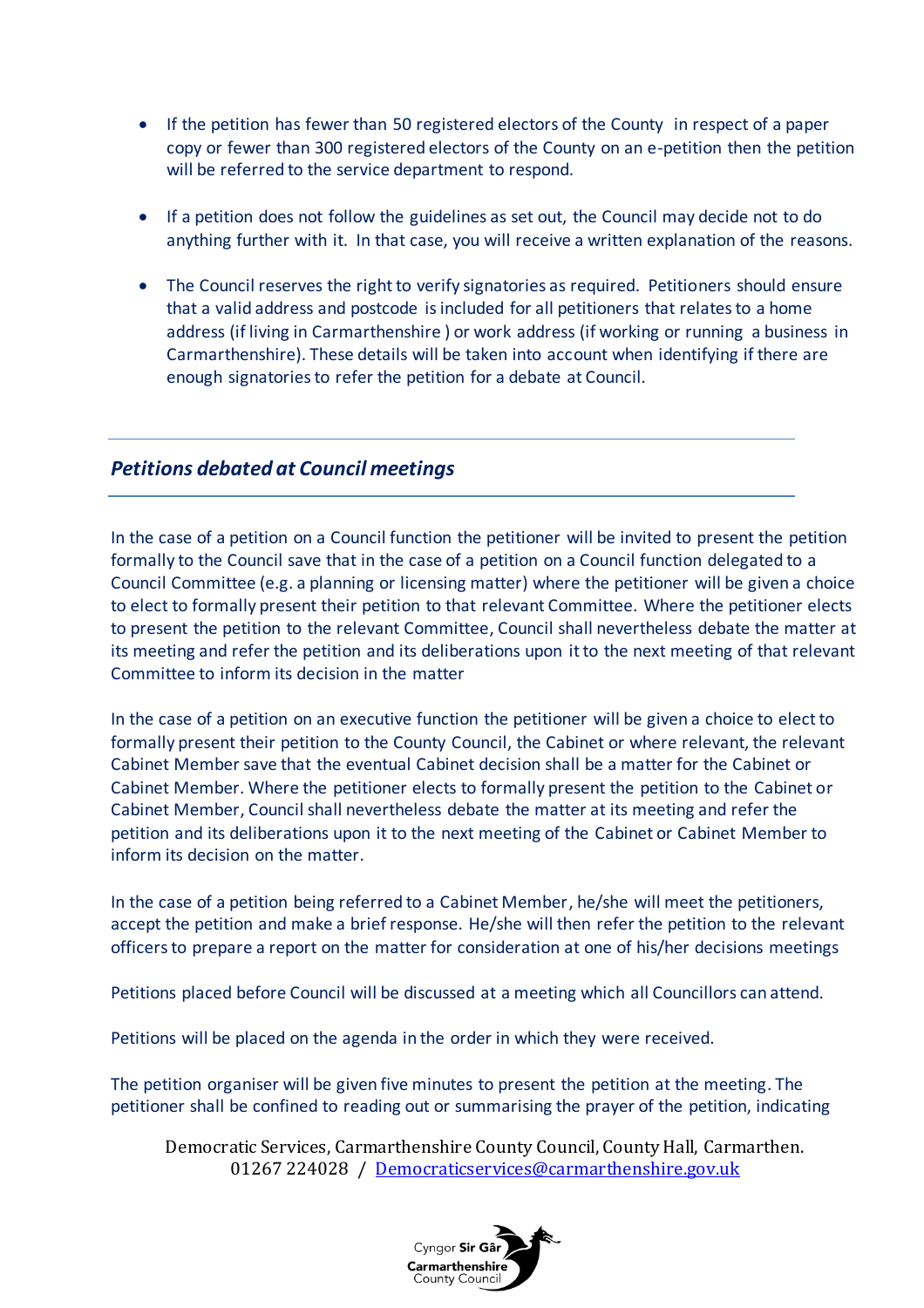- If the petition has fewer than 50 registered electors of the County in respect of a paper copy or fewer than 300 registered electors of the County on an e-petition then the petition will be referred to the service department to respond.

- If a petition does not follow the guidelines as set out, the Council may decide not to do anything further with it. In that case, you will receive a written explanation of the reasons.

- The Council reserves the right to verify signatories as required. Petitioners should ensure that a valid address and postcode is included for all petitioners that relates to a home address (if living in Carmarthenshire ) or work address (if working or running a business in Carmarthenshire). These details will be taken into account when identifying if there are enough signatories to refer the petition for a debate at Council.

## *Petitions debated at Council meetings*

In the case of a petition on a Council function the petitioner will be invited to present the petition formally to the Council save that in the case of a petition on a Council function delegated to a Council Committee (e.g. a planning or licensing matter) where the petitioner will be given a choice to elect to formally present their petition to that relevant Committee. Where the petitioner elects to present the petition to the relevant Committee, Council shall nevertheless debate the matter at its meeting and refer the petition and its deliberations upon it to the next meeting of that relevant Committee to inform its decision in the matter

In the case of a petition on an executive function the petitioner will be given a choice to elect to formally present their petition to the County Council, the Cabinet or where relevant, the relevant Cabinet Member save that the eventual Cabinet decision shall be a matter for the Cabinet or Cabinet Member. Where the petitioner elects to formally present the petition to the Cabinet or Cabinet Member, Council shall nevertheless debate the matter at its meeting and refer the petition and its deliberations upon it to the next meeting of the Cabinet or Cabinet Member to inform its decision on the matter.

In the case of a petition being referred to a Cabinet Member, he/she will meet the petitioners, accept the petition and make a brief response. He/she will then refer the petition to the relevant officers to prepare a report on the matter for consideration at one of his/her decisions meetings

Petitions placed before Council will be discussed at a meeting which all Councillors can attend.

Petitions will be placed on the agenda in the order in which they were received.

The petition organiser will be given five minutes to present the petition at the meeting. The petitioner shall be confined to reading out or summarising the prayer of the petition, indicating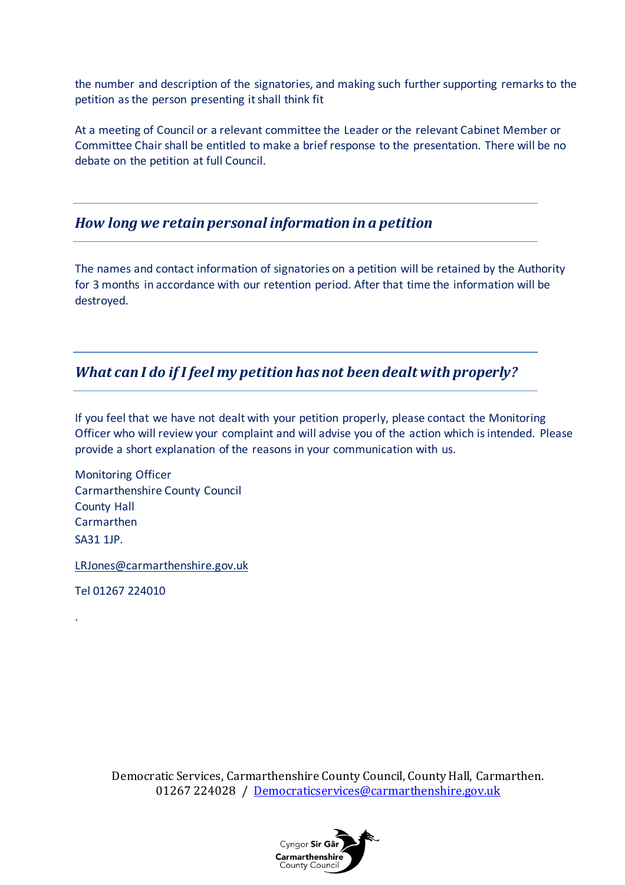the number and description of the signatories, and making such further supporting remarks to the petition as the person presenting it shall think fit

At a meeting of Council or a relevant committee the Leader or the relevant Cabinet Member or Committee Chair shall be entitled to make a brief response to the presentation. There will be no debate on the petition at full Council.

## *How long we retain personal information in a petition*

The names and contact information of signatories on a petition will be retained by the Authority for 3 months in accordance with our retention period. After that time the information will be destroyed.

## *What can I do if I feel my petition has not been dealt with properly?*

If you feel that we have not dealt with your petition properly, please contact the Monitoring Officer who will review your complaint and will advise you of the action which is intended. Please provide a short explanation of the reasons in your communication with us.

Monitoring Officer
Carmarthenshire County Council
County Hall
Carmarthen
SA31 1JP.

LRJones@carmarthenshire.gov.uk

Tel 01267 224010

.

Democratic Services, Carmarthenshire County Council, County Hall, Carmarthen.
01267 224028 / Democraticservices@carmarthenshire.gov.uk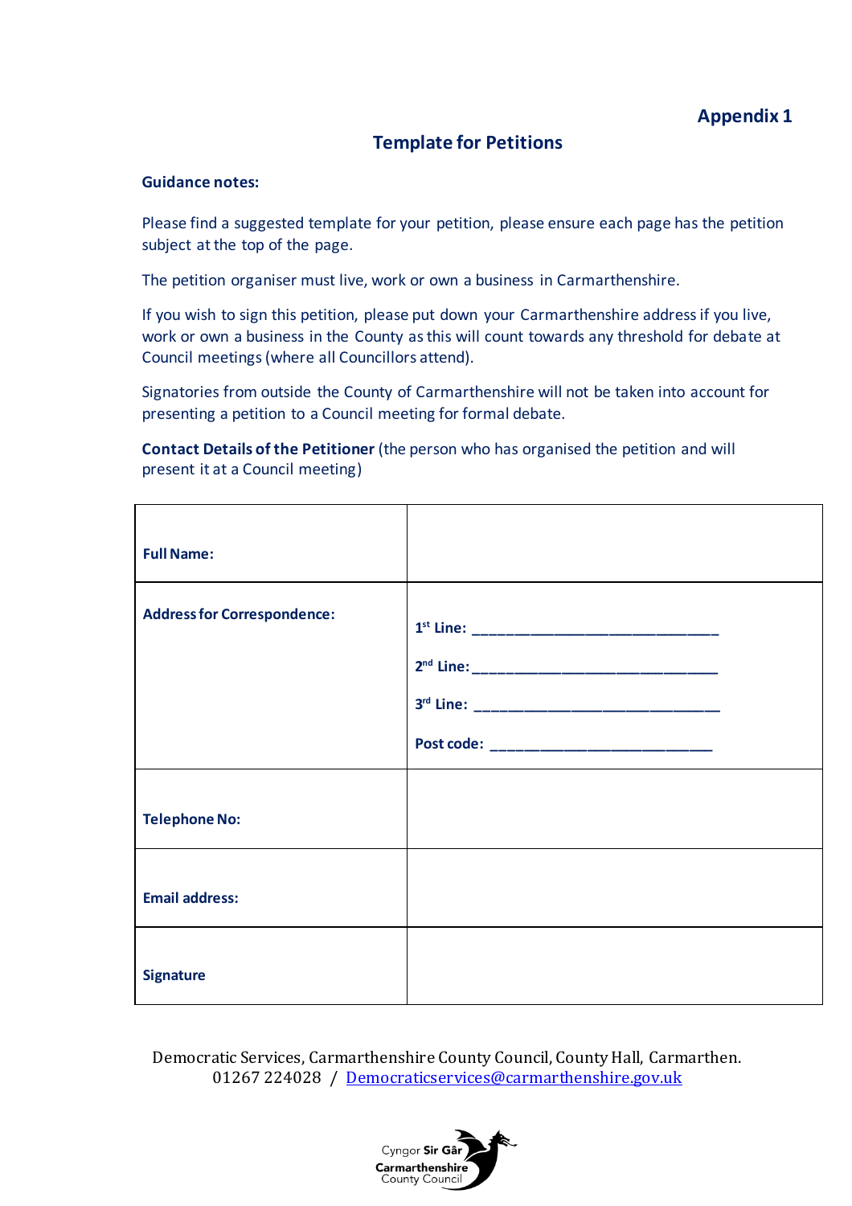**Appendix 1**

## Template for Petitions

**Guidance notes:**

Please find a suggested template for your petition, please ensure each page has the petition subject at the top of the page.

The petition organiser must live, work or own a business in Carmarthenshire.

If you wish to sign this petition, please put down your Carmarthenshire address if you live, work or own a business in the County as this will count towards any threshold for debate at Council meetings (where all Councillors attend).

Signatories from outside the County of Carmarthenshire will not be taken into account for presenting a petition to a Council meeting for formal debate.

**Contact Details of the Petitioner** (the person who has organised the petition and will present it at a Council meeting)

| | |
|---|---|
| **Full Name:** | |
| **Address for Correspondence:** | **1st Line:** ______________________________<br>**2nd Line:** ______________________________<br>**3rd Line:** ______________________________<br>**Post code:** ___________________________ |
| **Telephone No:** | |
| **Email address:** | |
| **Signature** | |

Democratic Services, Carmarthenshire County Council, County Hall, Carmarthen.
01267 224028 / Democraticservices@carmarthenshire.gov.uk

Cyngor Sir Gâr
Carmarthenshire County Council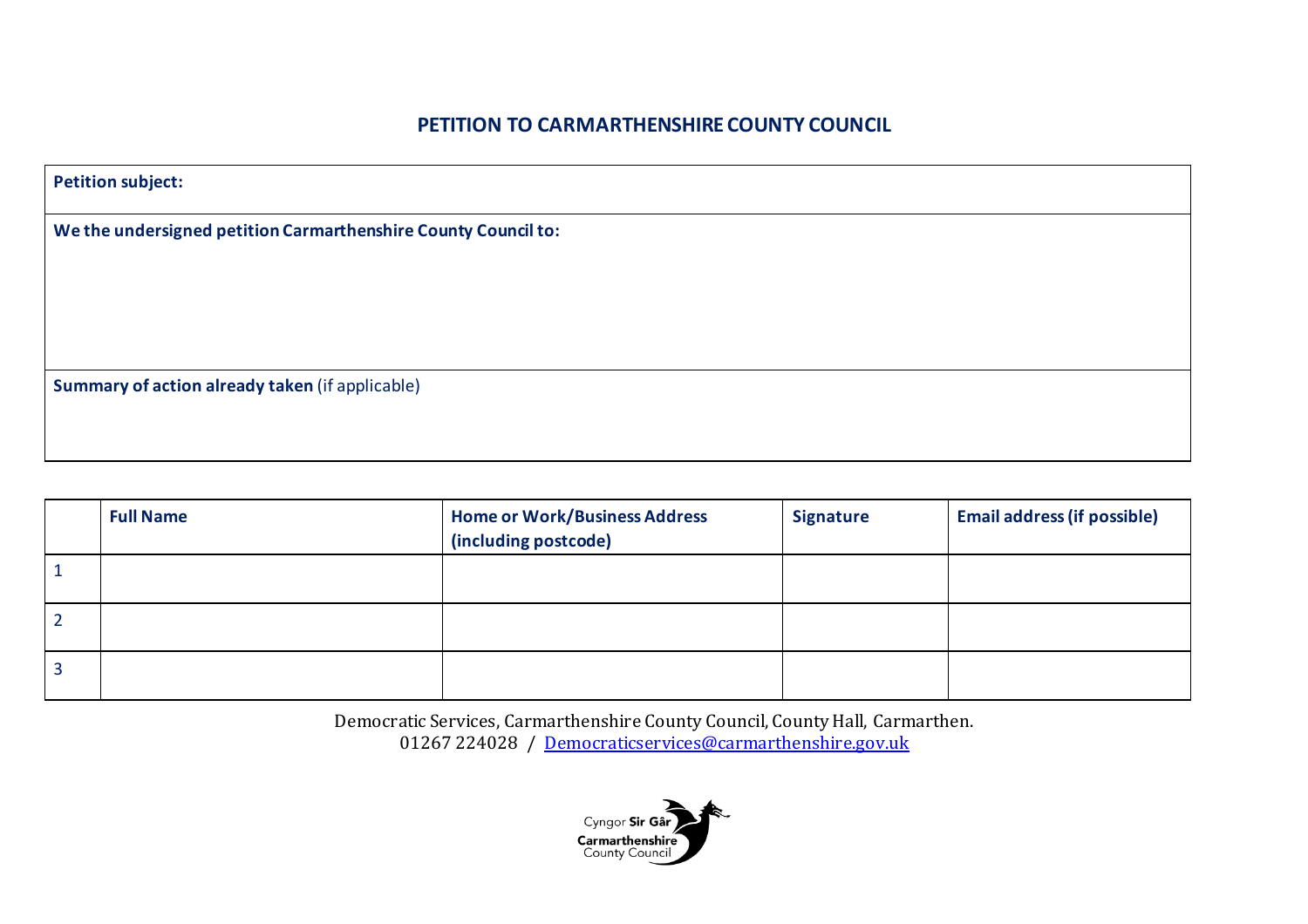# PETITION TO CARMARTHENSHIRE COUNTY COUNCIL

| **Petition subject:** |
| --- |
| **We the undersigned petition Carmarthenshire County Council to:** |
| **Summary of action already taken** (if applicable) |

| | **Full Name** | **Home or Work/Business Address (including postcode)** | **Signature** | **Email address (if possible)** |
| --- | --- | --- | --- | --- |
| 1 | | | | |
| 2 | | | | |
| 3 | | | | |

Democratic Services, Carmarthenshire County Council, County Hall, Carmarthen.
01267 224028 / Democraticservices@carmarthenshire.gov.uk

Cyngor **Sir Gâr**
**Carmarthenshire**
County Council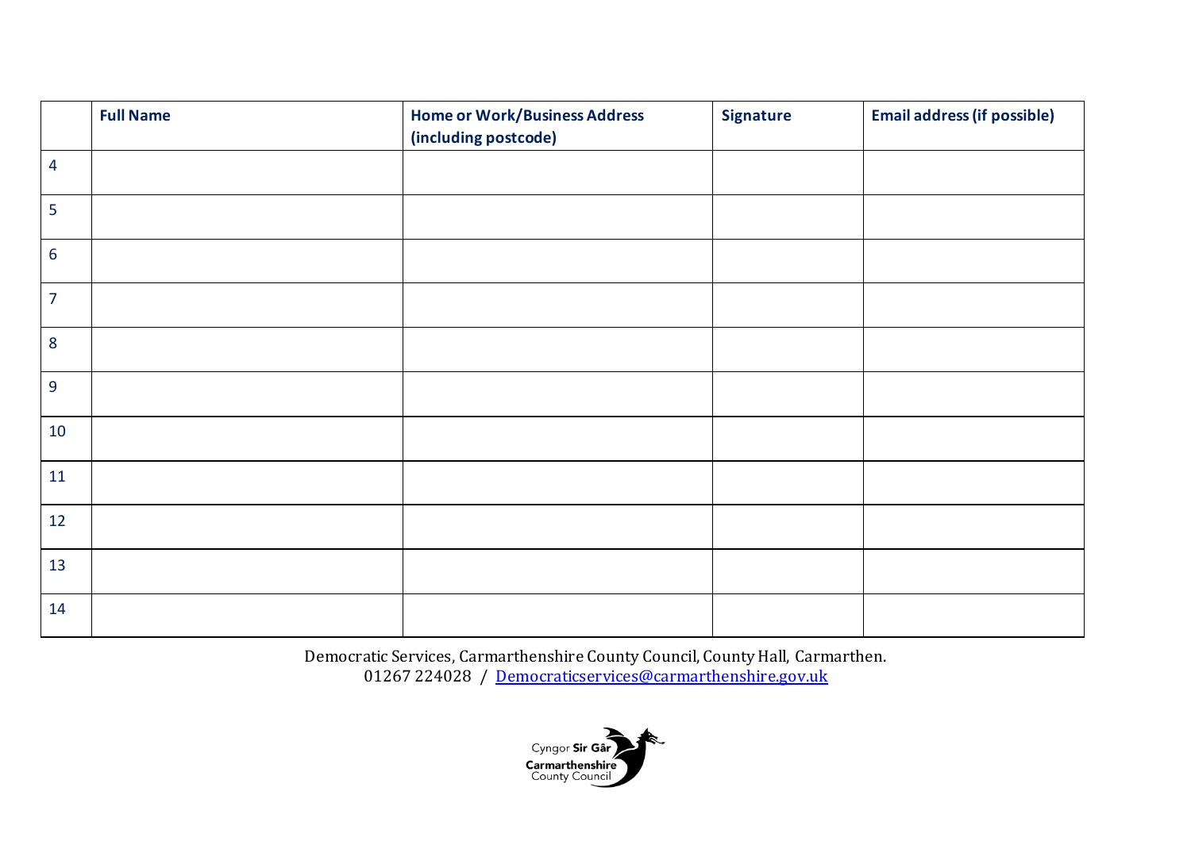| | **Full Name** | **Home or Work/Business Address (including postcode)** | **Signature** | **Email address (if possible)** |
|---|---|---|---|---|
| 4 | | | | |
| 5 | | | | |
| 6 | | | | |
| 7 | | | | |
| 8 | | | | |
| 9 | | | | |
| 10 | | | | |
| 11 | | | | |
| 12 | | | | |
| 13 | | | | |
| 14 | | | | |

Democratic Services, Carmarthenshire County Council, County Hall, Carmarthen.
01267 224028 / Democraticservices@carmarthenshire.gov.uk

Cyngor **Sir Gâr**
**Carmarthenshire**
County Council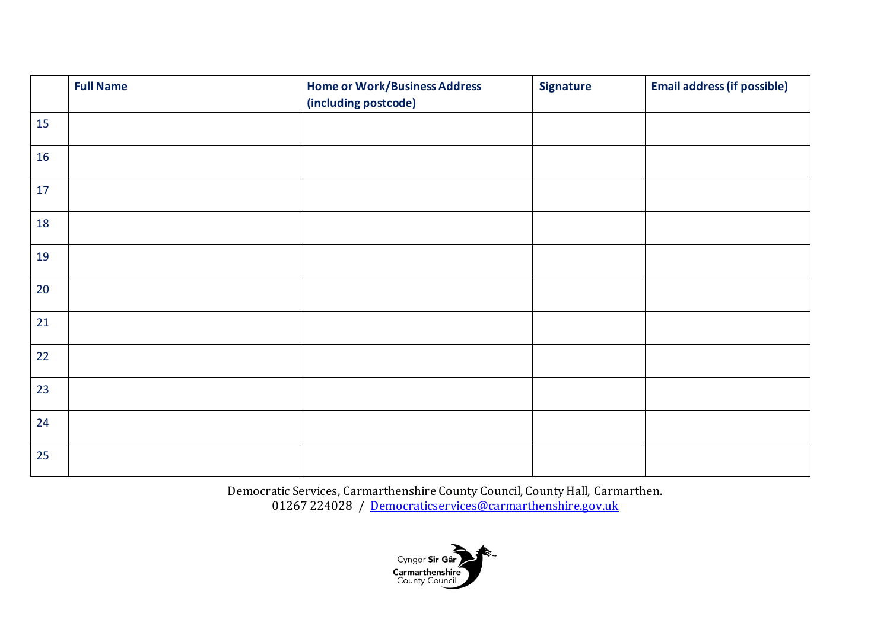| | Full Name | Home or Work/Business Address (including postcode) | Signature | Email address (if possible) |
|---|---|---|---|---|
| 15 | | | | |
| 16 | | | | |
| 17 | | | | |
| 18 | | | | |
| 19 | | | | |
| 20 | | | | |
| 21 | | | | |
| 22 | | | | |
| 23 | | | | |
| 24 | | | | |
| 25 | | | | |

Democratic Services, Carmarthenshire County Council, County Hall, Carmarthen.
01267 224028 / Democraticservices@carmarthenshire.gov.uk

Cyngor Sir Gâr
Carmarthenshire
County Council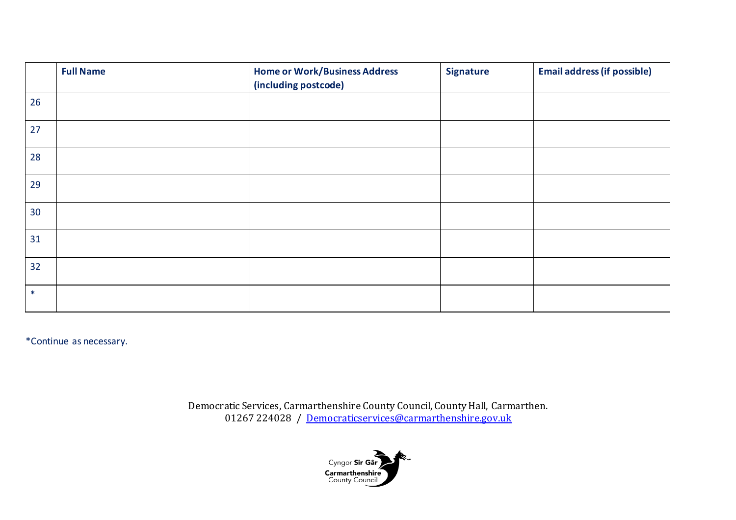| | Full Name | Home or Work/Business Address (including postcode) | Signature | Email address (if possible) |
|---|---|---|---|---|
| 26 | | | | |
| 27 | | | | |
| 28 | | | | |
| 29 | | | | |
| 30 | | | | |
| 31 | | | | |
| 32 | | | | |
| * | | | | |

*Continue as necessary.

Democratic Services, Carmarthenshire County Council, County Hall, Carmarthen.
01267 224028 / Democraticservices@carmarthenshire.gov.uk

Cyngor **Sir Gâr**
**Carmarthenshire**
County Council